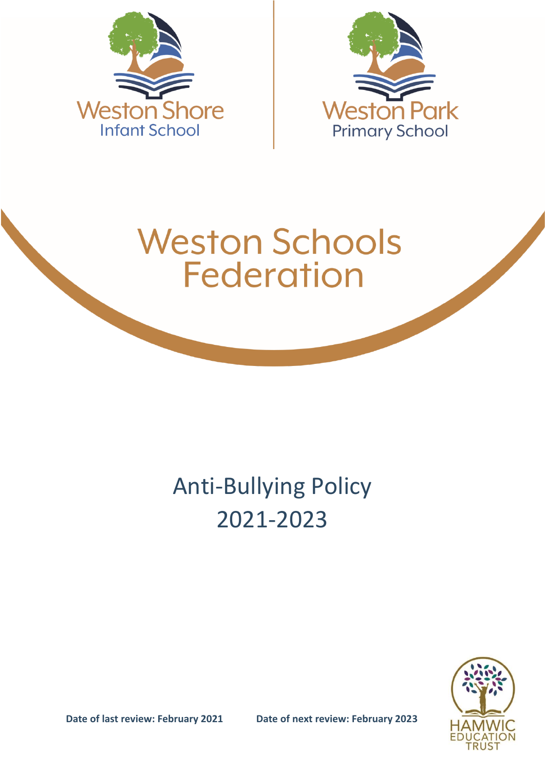Weston Shore
Infant School

Weston Park
Primary School

# Weston Schools Federation

## Anti-Bullying Policy 2021-2023

**Date of last review: February 2021** **Date of next review: February 2023**

HAMWIC EDUCATION TRUST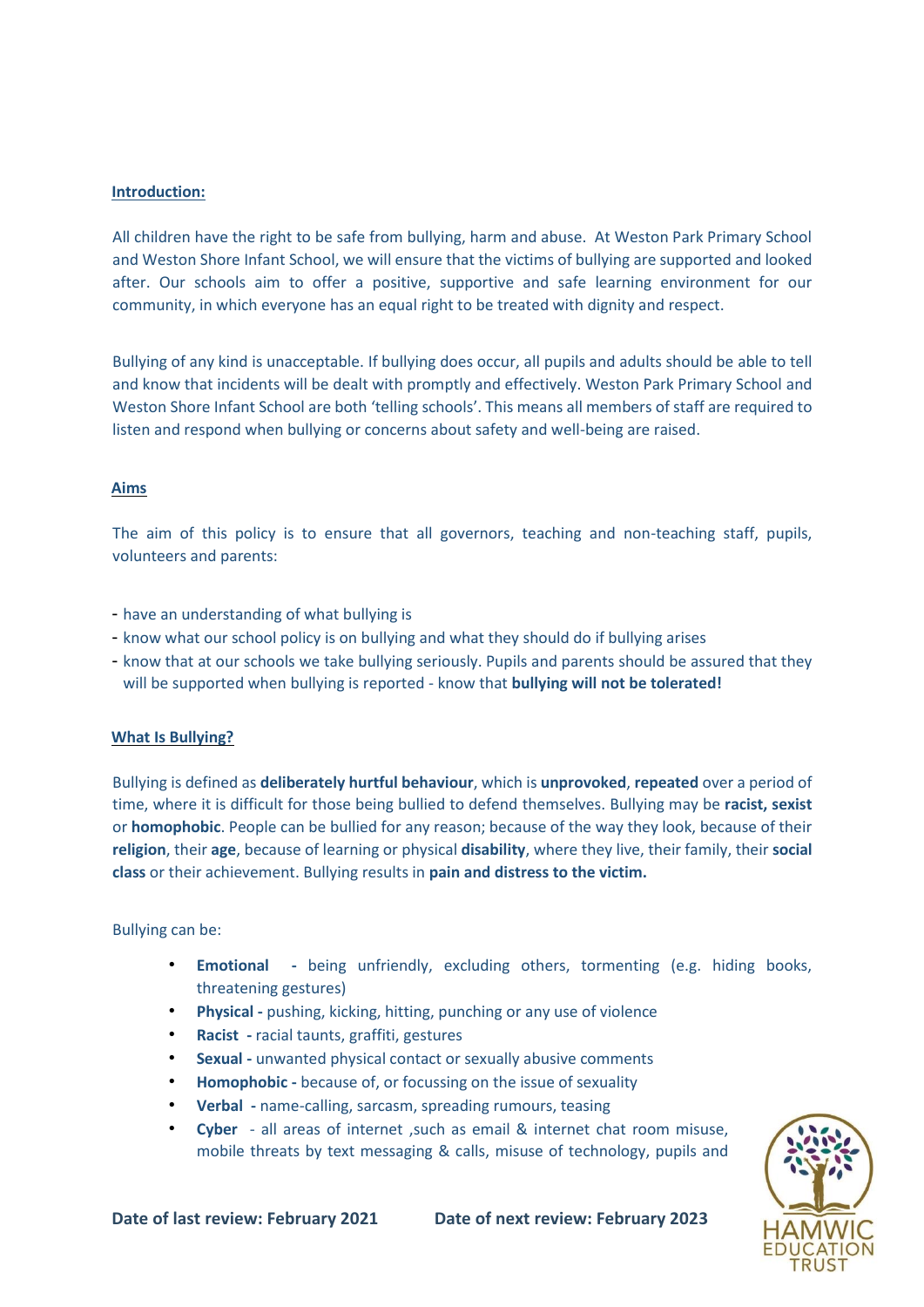## Introduction:

All children have the right to be safe from bullying, harm and abuse. At Weston Park Primary School and Weston Shore Infant School, we will ensure that the victims of bullying are supported and looked after. Our schools aim to offer a positive, supportive and safe learning environment for our community, in which everyone has an equal right to be treated with dignity and respect.

Bullying of any kind is unacceptable. If bullying does occur, all pupils and adults should be able to tell and know that incidents will be dealt with promptly and effectively. Weston Park Primary School and Weston Shore Infant School are both 'telling schools'. This means all members of staff are required to listen and respond when bullying or concerns about safety and well-being are raised.

## Aims

The aim of this policy is to ensure that all governors, teaching and non-teaching staff, pupils, volunteers and parents:

- have an understanding of what bullying is
- know what our school policy is on bullying and what they should do if bullying arises
- know that at our schools we take bullying seriously. Pupils and parents should be assured that they will be supported when bullying is reported - know that **bullying will not be tolerated!**

## What Is Bullying?

Bullying is defined as **deliberately hurtful behaviour**, which is **unprovoked**, **repeated** over a period of time, where it is difficult for those being bullied to defend themselves. Bullying may be **racist, sexist** or **homophobic**. People can be bullied for any reason; because of the way they look, because of their **religion**, their **age**, because of learning or physical **disability**, where they live, their family, their **social class** or their achievement. Bullying results in **pain and distress to the victim.**

Bullying can be:

- **Emotional -** being unfriendly, excluding others, tormenting (e.g. hiding books, threatening gestures)
- **Physical -** pushing, kicking, hitting, punching or any use of violence
- **Racist -** racial taunts, graffiti, gestures
- **Sexual -** unwanted physical contact or sexually abusive comments
- **Homophobic -** because of, or focussing on the issue of sexuality
- **Verbal -** name-calling, sarcasm, spreading rumours, teasing
- **Cyber -** all areas of internet ,such as email & internet chat room misuse, mobile threats by text messaging & calls, misuse of technology, pupils and

**Date of last review: February 2021** **Date of next review: February 2023**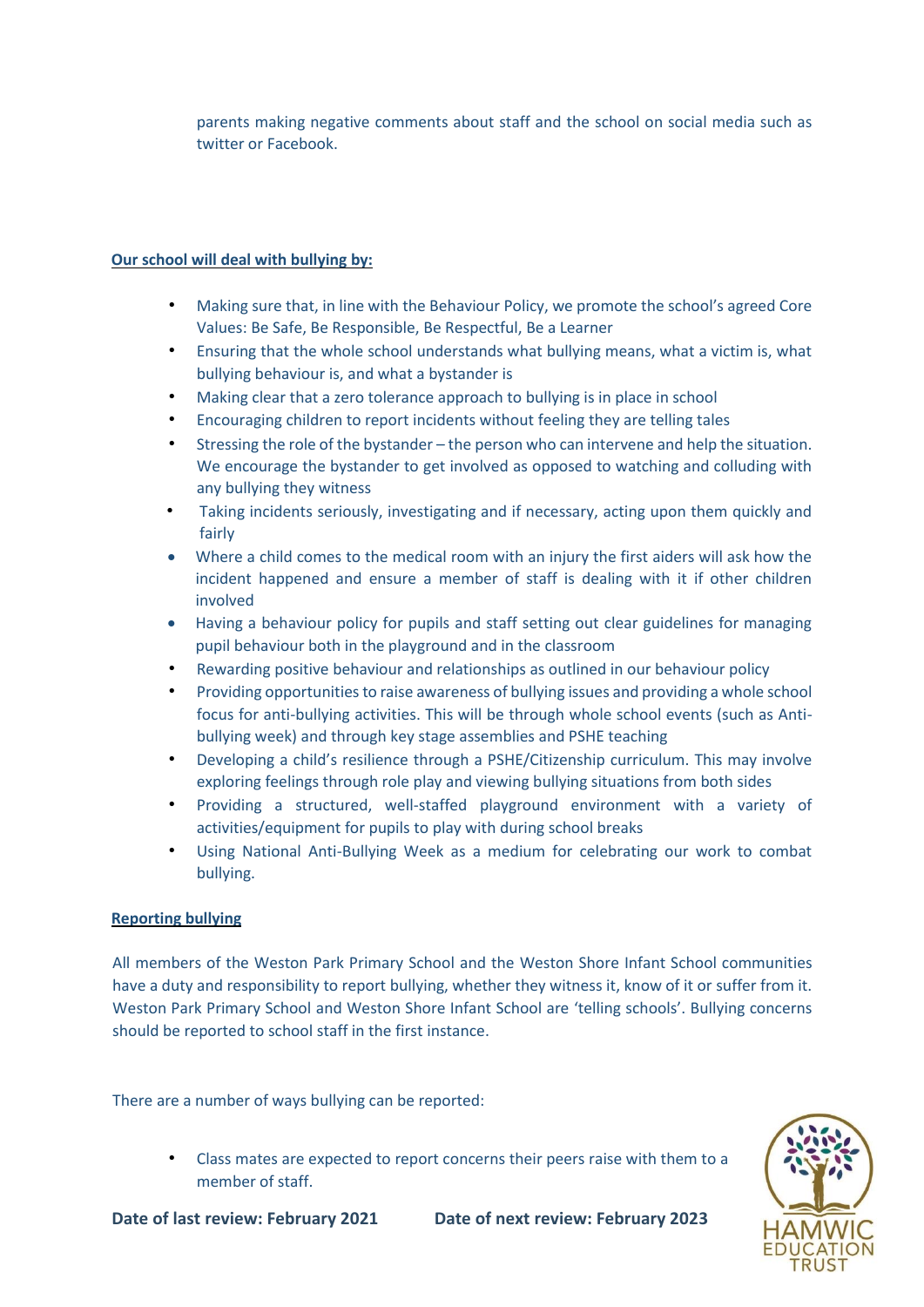parents making negative comments about staff and the school on social media such as twitter or Facebook.

**Our school will deal with bullying by:**

- Making sure that, in line with the Behaviour Policy, we promote the school's agreed Core Values: Be Safe, Be Responsible, Be Respectful, Be a Learner
- Ensuring that the whole school understands what bullying means, what a victim is, what bullying behaviour is, and what a bystander is
- Making clear that a zero tolerance approach to bullying is in place in school
- Encouraging children to report incidents without feeling they are telling tales
- Stressing the role of the bystander – the person who can intervene and help the situation. We encourage the bystander to get involved as opposed to watching and colluding with any bullying they witness
- Taking incidents seriously, investigating and if necessary, acting upon them quickly and fairly
- Where a child comes to the medical room with an injury the first aiders will ask how the incident happened and ensure a member of staff is dealing with it if other children involved
- Having a behaviour policy for pupils and staff setting out clear guidelines for managing pupil behaviour both in the playground and in the classroom
- Rewarding positive behaviour and relationships as outlined in our behaviour policy
- Providing opportunities to raise awareness of bullying issues and providing a whole school focus for anti-bullying activities. This will be through whole school events (such as Anti-bullying week) and through key stage assemblies and PSHE teaching
- Developing a child's resilience through a PSHE/Citizenship curriculum. This may involve exploring feelings through role play and viewing bullying situations from both sides
- Providing a structured, well-staffed playground environment with a variety of activities/equipment for pupils to play with during school breaks
- Using National Anti-Bullying Week as a medium for celebrating our work to combat bullying.

**Reporting bullying**

All members of the Weston Park Primary School and the Weston Shore Infant School communities have a duty and responsibility to report bullying, whether they witness it, know of it or suffer from it. Weston Park Primary School and Weston Shore Infant School are 'telling schools'. Bullying concerns should be reported to school staff in the first instance.

There are a number of ways bullying can be reported:

- Class mates are expected to report concerns their peers raise with them to a member of staff.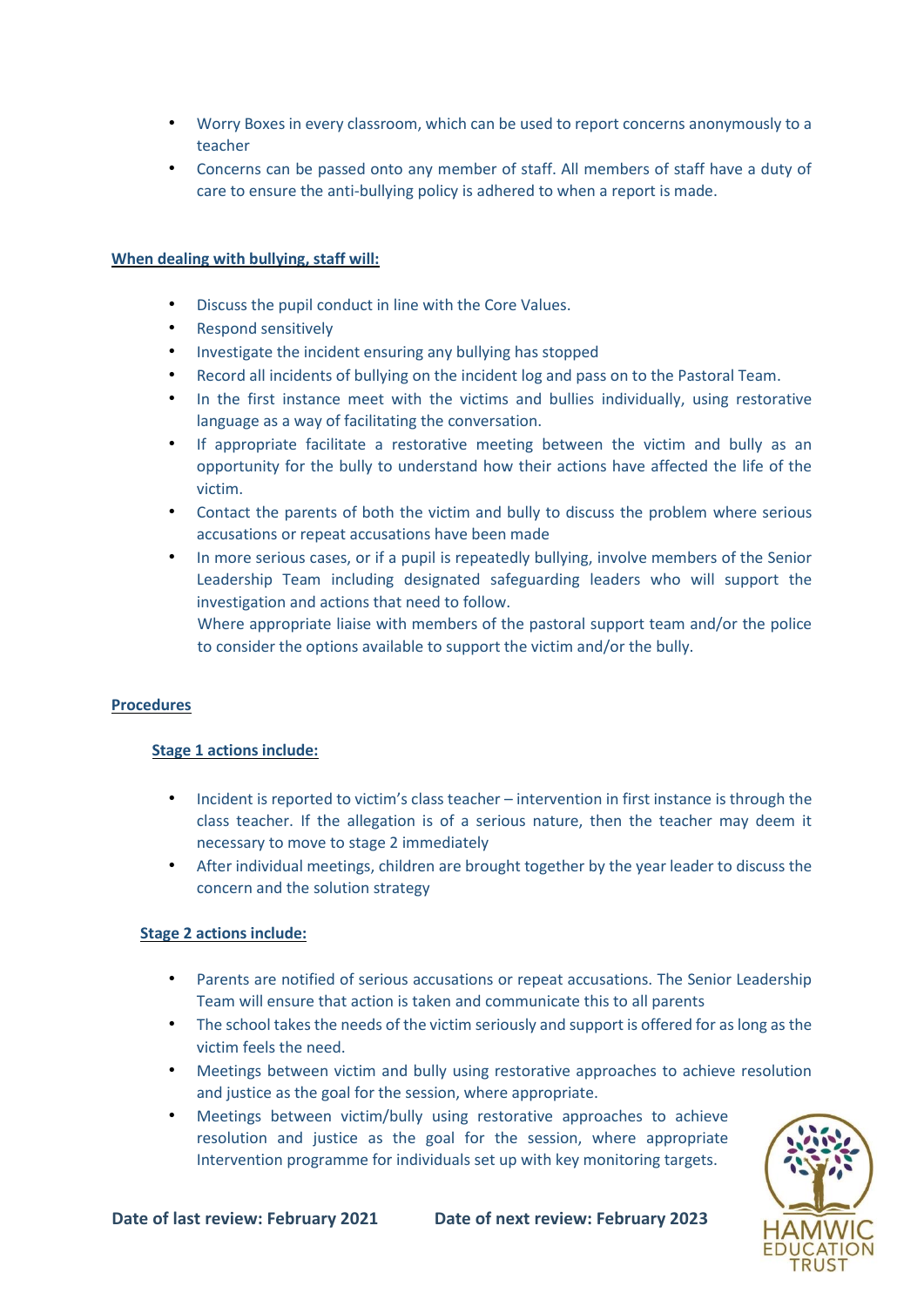- Worry Boxes in every classroom, which can be used to report concerns anonymously to a teacher
- Concerns can be passed onto any member of staff. All members of staff have a duty of care to ensure the anti-bullying policy is adhered to when a report is made.

**When dealing with bullying, staff will:**

- Discuss the pupil conduct in line with the Core Values.
- Respond sensitively
- Investigate the incident ensuring any bullying has stopped
- Record all incidents of bullying on the incident log and pass on to the Pastoral Team.
- In the first instance meet with the victims and bullies individually, using restorative language as a way of facilitating the conversation.
- If appropriate facilitate a restorative meeting between the victim and bully as an opportunity for the bully to understand how their actions have affected the life of the victim.
- Contact the parents of both the victim and bully to discuss the problem where serious accusations or repeat accusations have been made
- In more serious cases, or if a pupil is repeatedly bullying, involve members of the Senior Leadership Team including designated safeguarding leaders who will support the investigation and actions that need to follow.
  Where appropriate liaise with members of the pastoral support team and/or the police to consider the options available to support the victim and/or the bully.

**Procedures**

**Stage 1 actions include:**

- Incident is reported to victim's class teacher – intervention in first instance is through the class teacher. If the allegation is of a serious nature, then the teacher may deem it necessary to move to stage 2 immediately
- After individual meetings, children are brought together by the year leader to discuss the concern and the solution strategy

**Stage 2 actions include:**

- Parents are notified of serious accusations or repeat accusations. The Senior Leadership Team will ensure that action is taken and communicate this to all parents
- The school takes the needs of the victim seriously and support is offered for as long as the victim feels the need.
- Meetings between victim and bully using restorative approaches to achieve resolution and justice as the goal for the session, where appropriate.
- Meetings between victim/bully using restorative approaches to achieve resolution and justice as the goal for the session, where appropriate Intervention programme for individuals set up with key monitoring targets.

**Date of last review: February 2021** **Date of next review: February 2023**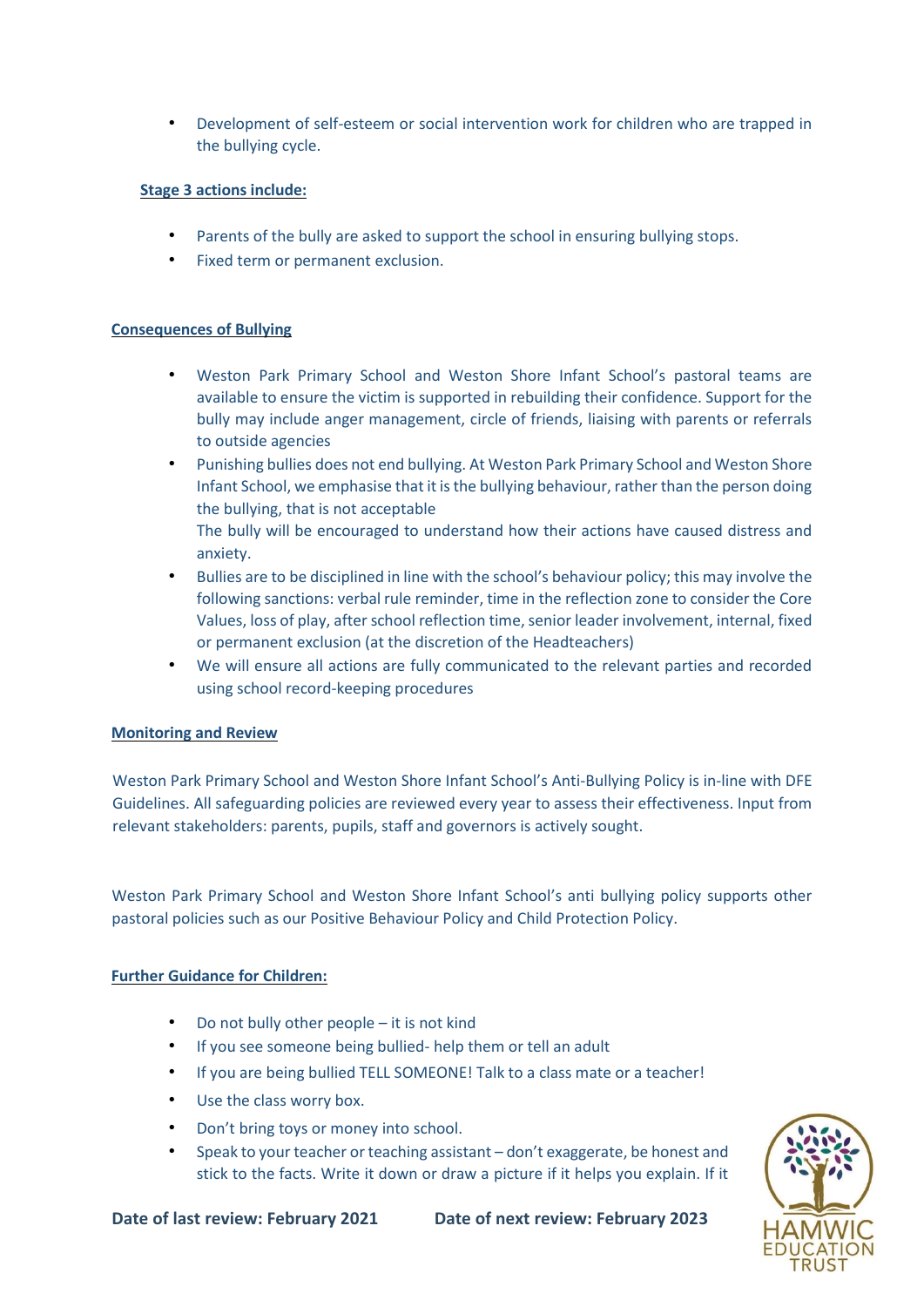- Development of self-esteem or social intervention work for children who are trapped in the bullying cycle.

**Stage 3 actions include:**

- Parents of the bully are asked to support the school in ensuring bullying stops.
- Fixed term or permanent exclusion.

**Consequences of Bullying**

- Weston Park Primary School and Weston Shore Infant School's pastoral teams are available to ensure the victim is supported in rebuilding their confidence. Support for the bully may include anger management, circle of friends, liaising with parents or referrals to outside agencies
- Punishing bullies does not end bullying. At Weston Park Primary School and Weston Shore Infant School, we emphasise that it is the bullying behaviour, rather than the person doing the bullying, that is not acceptable
  The bully will be encouraged to understand how their actions have caused distress and anxiety.
- Bullies are to be disciplined in line with the school's behaviour policy; this may involve the following sanctions: verbal rule reminder, time in the reflection zone to consider the Core Values, loss of play, after school reflection time, senior leader involvement, internal, fixed or permanent exclusion (at the discretion of the Headteachers)
- We will ensure all actions are fully communicated to the relevant parties and recorded using school record-keeping procedures

**Monitoring and Review**

Weston Park Primary School and Weston Shore Infant School's Anti-Bullying Policy is in-line with DFE Guidelines. All safeguarding policies are reviewed every year to assess their effectiveness. Input from relevant stakeholders: parents, pupils, staff and governors is actively sought.

Weston Park Primary School and Weston Shore Infant School's anti bullying policy supports other pastoral policies such as our Positive Behaviour Policy and Child Protection Policy.

**Further Guidance for Children:**

- Do not bully other people – it is not kind
- If you see someone being bullied- help them or tell an adult
- If you are being bullied TELL SOMEONE! Talk to a class mate or a teacher!
- Use the class worry box.
- Don't bring toys or money into school.
- Speak to your teacher or teaching assistant – don't exaggerate, be honest and stick to the facts. Write it down or draw a picture if it helps you explain. If it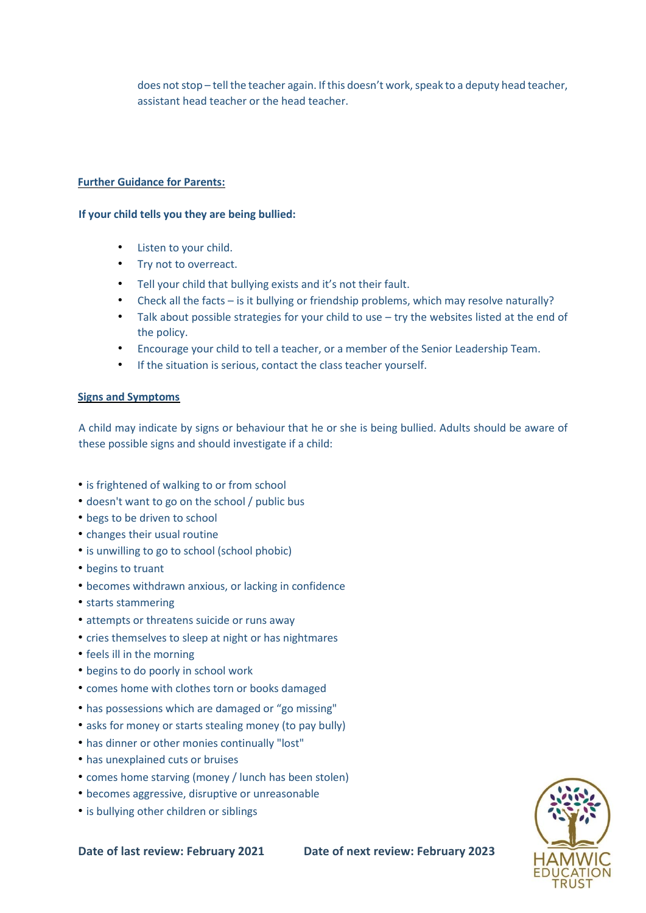does not stop – tell the teacher again. If this doesn't work, speak to a deputy head teacher, assistant head teacher or the head teacher.

**Further Guidance for Parents:**

**If your child tells you they are being bullied:**

- Listen to your child.
- Try not to overreact.
- Tell your child that bullying exists and it's not their fault.
- Check all the facts – is it bullying or friendship problems, which may resolve naturally?
- Talk about possible strategies for your child to use – try the websites listed at the end of the policy.
- Encourage your child to tell a teacher, or a member of the Senior Leadership Team.
- If the situation is serious, contact the class teacher yourself.

**Signs and Symptoms**

A child may indicate by signs or behaviour that he or she is being bullied. Adults should be aware of these possible signs and should investigate if a child:

- is frightened of walking to or from school
- doesn't want to go on the school / public bus
- begs to be driven to school
- changes their usual routine
- is unwilling to go to school (school phobic)
- begins to truant
- becomes withdrawn anxious, or lacking in confidence
- starts stammering
- attempts or threatens suicide or runs away
- cries themselves to sleep at night or has nightmares
- feels ill in the morning
- begins to do poorly in school work
- comes home with clothes torn or books damaged
- has possessions which are damaged or "go missing"
- asks for money or starts stealing money (to pay bully)
- has dinner or other monies continually "lost"
- has unexplained cuts or bruises
- comes home starving (money / lunch has been stolen)
- becomes aggressive, disruptive or unreasonable
- is bullying other children or siblings

**Date of last review: February 2021** **Date of next review: February 2023**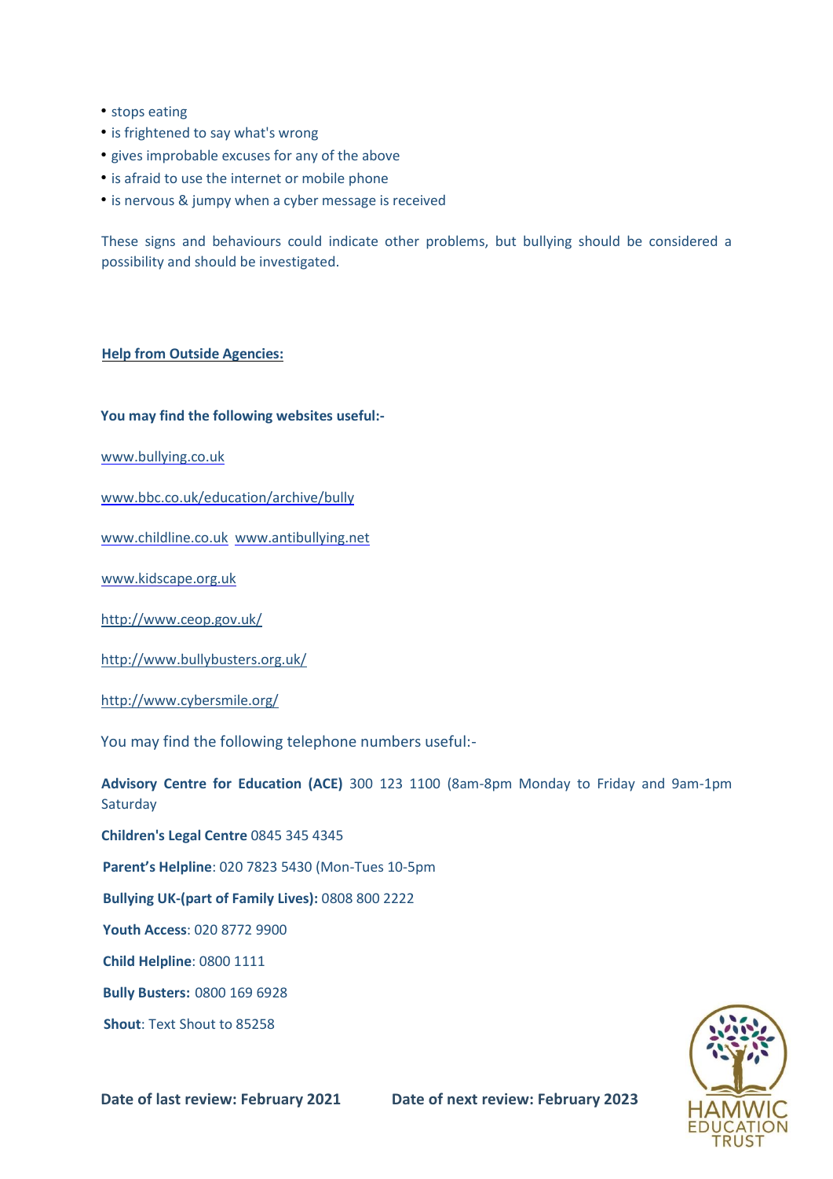- stops eating
- is frightened to say what's wrong
- gives improbable excuses for any of the above
- is afraid to use the internet or mobile phone
- is nervous & jumpy when a cyber message is received

These signs and behaviours could indicate other problems, but bullying should be considered a possibility and should be investigated.

**Help from Outside Agencies:**

**You may find the following websites useful:-**

www.bullying.co.uk

www.bbc.co.uk/education/archive/bully

www.childline.co.uk www.antibullying.net

www.kidscape.org.uk

http://www.ceop.gov.uk/

http://www.bullybusters.org.uk/

http://www.cybersmile.org/

You may find the following telephone numbers useful:-

**Advisory Centre for Education (ACE)** 300 123 1100 (8am-8pm Monday to Friday and 9am-1pm Saturday

**Children's Legal Centre** 0845 345 4345

**Parent's Helpline**: 020 7823 5430 (Mon-Tues 10-5pm

**Bullying UK-(part of Family Lives):** 0808 800 2222

**Youth Access**: 020 8772 9900

**Child Helpline**: 0800 1111

**Bully Busters:** 0800 169 6928

**Shout**: Text Shout to 85258

**Date of last review: February 2021** **Date of next review: February 2023**

HAMWIC EDUCATION TRUST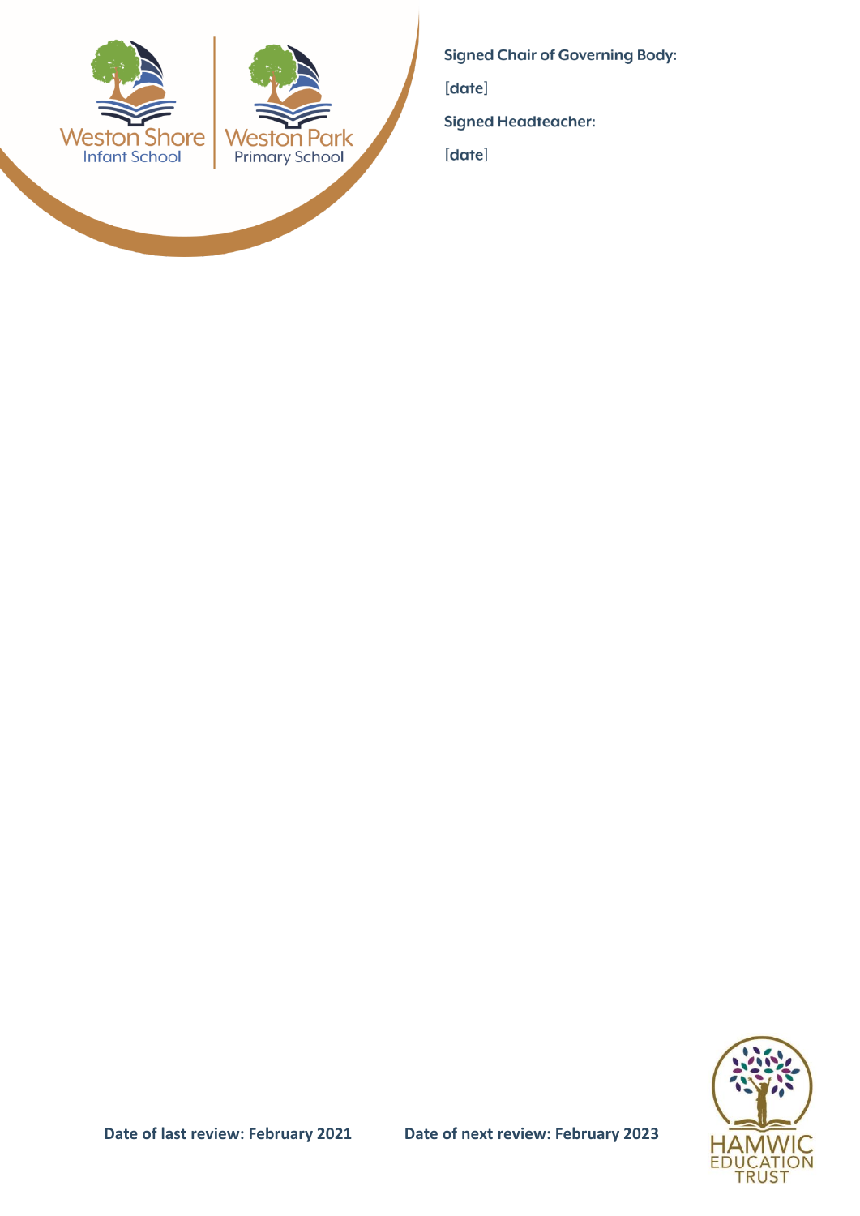Signed Chair of Governing Body:

[date]

Signed Headteacher:

[date]

**Date of last review: February 2021** **Date of next review: February 2023**